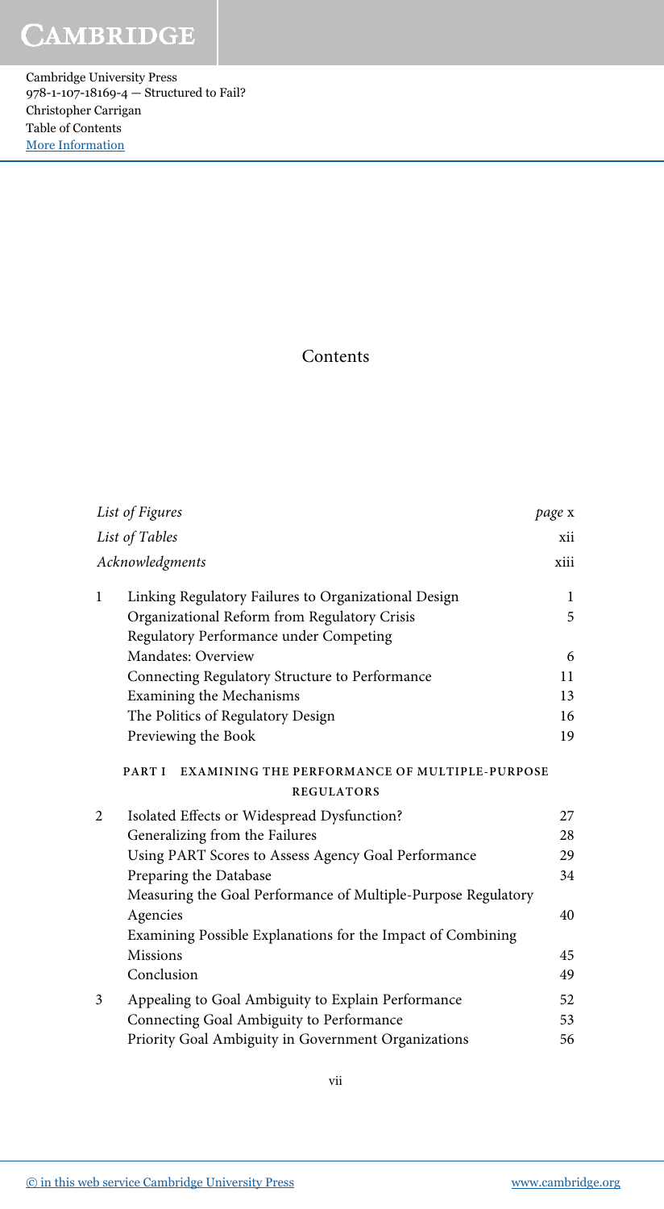# Contents

| | | |
|---|---|---|
| *List of Figures* | | *page* x |
| *List of Tables* | | xii |
| *Acknowledgments* | | xiii |
| 1 | Linking Regulatory Failures to Organizational Design | 1 |
| | Organizational Reform from Regulatory Crisis | 5 |
| | Regulatory Performance under Competing Mandates: Overview | 6 |
| | Connecting Regulatory Structure to Performance | 11 |
| | Examining the Mechanisms | 13 |
| | The Politics of Regulatory Design | 16 |
| | Previewing the Book | 19 |
| | **PART I EXAMINING THE PERFORMANCE OF MULTIPLE-PURPOSE REGULATORS** | |
| 2 | Isolated Effects or Widespread Dysfunction? | 27 |
| | Generalizing from the Failures | 28 |
| | Using PART Scores to Assess Agency Goal Performance | 29 |
| | Preparing the Database | 34 |
| | Measuring the Goal Performance of Multiple-Purpose Regulatory Agencies | 40 |
| | Examining Possible Explanations for the Impact of Combining Missions | 45 |
| | Conclusion | 49 |
| 3 | Appealing to Goal Ambiguity to Explain Performance | 52 |
| | Connecting Goal Ambiguity to Performance | 53 |
| | Priority Goal Ambiguity in Government Organizations | 56 |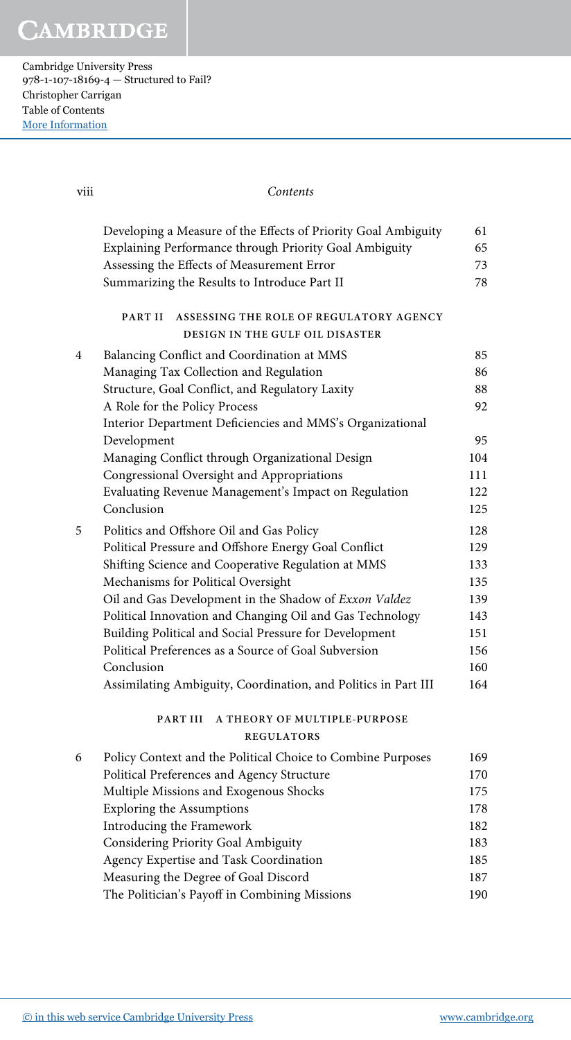| | | |
|---|---|---|
| | Developing a Measure of the Effects of Priority Goal Ambiguity | 61 |
| | Explaining Performance through Priority Goal Ambiguity | 65 |
| | Assessing the Effects of Measurement Error | 73 |
| | Summarizing the Results to Introduce Part II | 78 |

## PART II ASSESSING THE ROLE OF REGULATORY AGENCY DESIGN IN THE GULF OIL DISASTER

| | | |
|---|---|---|
| 4 | Balancing Conflict and Coordination at MMS | 85 |
| | Managing Tax Collection and Regulation | 86 |
| | Structure, Goal Conflict, and Regulatory Laxity | 88 |
| | A Role for the Policy Process | 92 |
| | Interior Department Deficiencies and MMS's Organizational Development | 95 |
| | Managing Conflict through Organizational Design | 104 |
| | Congressional Oversight and Appropriations | 111 |
| | Evaluating Revenue Management's Impact on Regulation | 122 |
| | Conclusion | 125 |
| 5 | Politics and Offshore Oil and Gas Policy | 128 |
| | Political Pressure and Offshore Energy Goal Conflict | 129 |
| | Shifting Science and Cooperative Regulation at MMS | 133 |
| | Mechanisms for Political Oversight | 135 |
| | Oil and Gas Development in the Shadow of *Exxon Valdez* | 139 |
| | Political Innovation and Changing Oil and Gas Technology | 143 |
| | Building Political and Social Pressure for Development | 151 |
| | Political Preferences as a Source of Goal Subversion | 156 |
| | Conclusion | 160 |
| | Assimilating Ambiguity, Coordination, and Politics in Part III | 164 |

## PART III A THEORY OF MULTIPLE-PURPOSE REGULATORS

| | | |
|---|---|---|
| 6 | Policy Context and the Political Choice to Combine Purposes | 169 |
| | Political Preferences and Agency Structure | 170 |
| | Multiple Missions and Exogenous Shocks | 175 |
| | Exploring the Assumptions | 178 |
| | Introducing the Framework | 182 |
| | Considering Priority Goal Ambiguity | 183 |
| | Agency Expertise and Task Coordination | 185 |
| | Measuring the Degree of Goal Discord | 187 |
| | The Politician's Payoff in Combining Missions | 190 |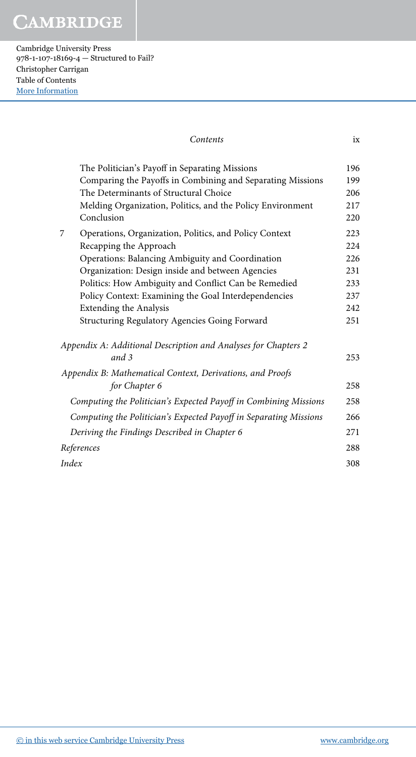| | |
|---|---|
| The Politician's Payoff in Separating Missions | 196 |
| Comparing the Payoffs in Combining and Separating Missions | 199 |
| The Determinants of Structural Choice | 206 |
| Melding Organization, Politics, and the Policy Environment | 217 |
| Conclusion | 220 |
| 7 Operations, Organization, Politics, and Policy Context | 223 |
| Recapping the Approach | 224 |
| Operations: Balancing Ambiguity and Coordination | 226 |
| Organization: Design inside and between Agencies | 231 |
| Politics: How Ambiguity and Conflict Can be Remedied | 233 |
| Policy Context: Examining the Goal Interdependencies | 237 |
| Extending the Analysis | 242 |
| Structuring Regulatory Agencies Going Forward | 251 |
| *Appendix A: Additional Description and Analyses for Chapters 2 and 3* | 253 |
| *Appendix B: Mathematical Context, Derivations, and Proofs for Chapter 6* | 258 |
| *Computing the Politician's Expected Payoff in Combining Missions* | 258 |
| *Computing the Politician's Expected Payoff in Separating Missions* | 266 |
| *Deriving the Findings Described in Chapter 6* | 271 |
| *References* | 288 |
| *Index* | 308 |